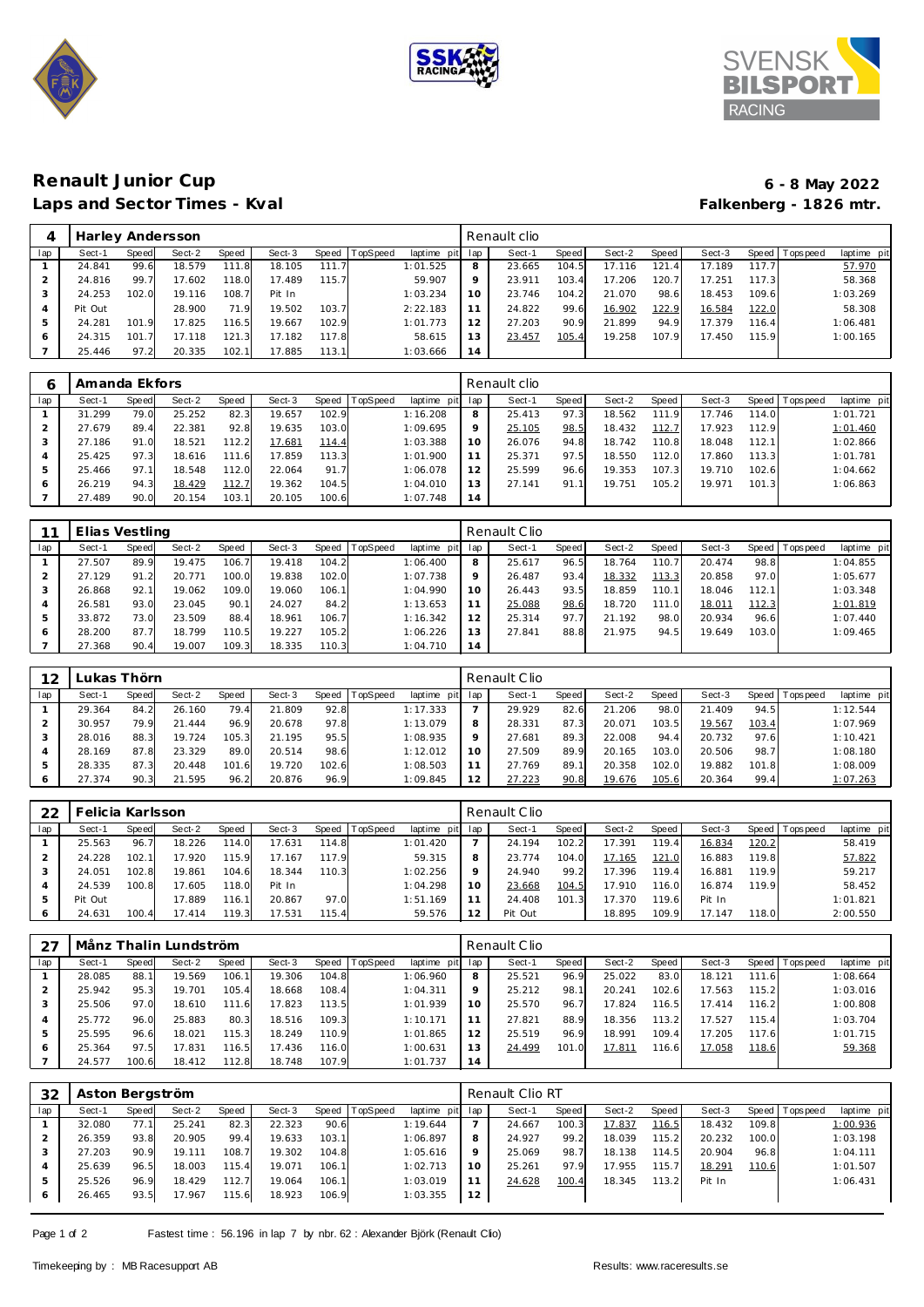# Renault Junior Cup

## Laps and Sector Times - Kval

**6 - 8 May 2022**

**Falkenberg - 1826 mtr.**

| 4 | Harley Andersson | | | | | | | | | Renault clio | | | | | | | |
|---|---|---|---|---|---|---|---|---|---|---|---|---|---|---|---|---|---|
| lap | Sect-1 | Speed | Sect-2 | Speed | Sect-3 | Speed | TopSpeed | laptime pit | lap | Sect-1 | Speed | Sect-2 | Speed | Sect-3 | Speed | Topspeed | laptime pit |
| 1 | 24.841 | 99.6 | 18.579 | 111.8 | 18.105 | 111.7 | | 1:01.525 | 8 | 23.665 | 104.5 | 17.116 | 121.4 | 17.189 | 117.7 | | 57.970 |
| 2 | 24.816 | 99.7 | 17.602 | 118.0 | 17.489 | 115.7 | | 59.907 | 9 | 23.911 | 103.4 | 17.206 | 120.7 | 17.251 | 117.3 | | 58.368 |
| 3 | 24.253 | 102.0 | 19.116 | 108.7 | Pit In | | | 1:03.234 | 10 | 23.746 | 104.2 | 21.070 | 98.6 | 18.453 | 109.6 | | 1:03.269 |
| 4 | Pit Out | | 28.900 | 71.9 | 19.502 | 103.7 | | 2:22.183 | 11 | 24.822 | 99.6 | 16.902 | 122.9 | 16.584 | 122.0 | | 58.308 |
| 5 | 24.281 | 101.9 | 17.825 | 116.5 | 19.667 | 102.9 | | 1:01.773 | 12 | 27.203 | 90.9 | 21.899 | 94.9 | 17.379 | 116.4 | | 1:06.481 |
| 6 | 24.315 | 101.7 | 17.118 | 121.3 | 17.182 | 117.8 | | 58.615 | 13 | 23.457 | 105.4 | 19.258 | 107.9 | 17.450 | 115.9 | | 1:00.165 |
| 7 | 25.446 | 97.2 | 20.335 | 102.1 | 17.885 | 113.1 | | 1:03.666 | 14 | | | | | | | | |

| 6 | Amanda Ekfors | | | | | | | | | Renault clio | | | | | | | |
|---|---|---|---|---|---|---|---|---|---|---|---|---|---|---|---|---|---|
| lap | Sect-1 | Speed | Sect-2 | Speed | Sect-3 | Speed | TopSpeed | laptime pit | lap | Sect-1 | Speed | Sect-2 | Speed | Sect-3 | Speed | Topspeed | laptime pit |
| 1 | 31.299 | 79.0 | 25.252 | 82.3 | 19.657 | 102.9 | | 1:16.208 | 8 | 25.413 | 97.3 | 18.562 | 111.9 | 17.746 | 114.0 | | 1:01.721 |
| 2 | 27.679 | 89.4 | 22.381 | 92.8 | 19.635 | 103.0 | | 1:09.695 | 9 | 25.105 | 98.5 | 18.432 | 112.7 | 17.923 | 112.9 | | 1:01.460 |
| 3 | 27.186 | 91.0 | 18.521 | 112.2 | 17.681 | 114.4 | | 1:03.388 | 10 | 26.076 | 94.8 | 18.742 | 110.8 | 18.048 | 112.1 | | 1:02.866 |
| 4 | 25.425 | 97.3 | 18.616 | 111.6 | 17.859 | 113.3 | | 1:01.900 | 11 | 25.371 | 97.5 | 18.550 | 112.0 | 17.860 | 113.3 | | 1:01.781 |
| 5 | 25.466 | 97.1 | 18.548 | 112.0 | 22.064 | 91.7 | | 1:06.078 | 12 | 25.599 | 96.6 | 19.353 | 107.3 | 19.710 | 102.6 | | 1:04.662 |
| 6 | 26.219 | 94.3 | 18.429 | 112.7 | 19.362 | 104.5 | | 1:04.010 | 13 | 27.141 | 91.1 | 19.751 | 105.2 | 19.971 | 101.3 | | 1:06.863 |
| 7 | 27.489 | 90.0 | 20.154 | 103.1 | 20.105 | 100.6 | | 1:07.748 | 14 | | | | | | | | |

| 11 | Elias Vestling | | | | | | | | | Renault Clio | | | | | | | |
|---|---|---|---|---|---|---|---|---|---|---|---|---|---|---|---|---|---|
| lap | Sect-1 | Speed | Sect-2 | Speed | Sect-3 | Speed | TopSpeed | laptime pit | lap | Sect-1 | Speed | Sect-2 | Speed | Sect-3 | Speed | Topspeed | laptime pit |
| 1 | 27.507 | 89.9 | 19.475 | 106.7 | 19.418 | 104.2 | | 1:06.400 | 8 | 25.617 | 96.5 | 18.764 | 110.7 | 20.474 | 98.8 | | 1:04.855 |
| 2 | 27.129 | 91.2 | 20.771 | 100.0 | 19.838 | 102.0 | | 1:07.738 | 9 | 26.487 | 93.4 | 18.332 | 113.3 | 20.858 | 97.0 | | 1:05.677 |
| 3 | 26.868 | 92.1 | 19.062 | 109.0 | 19.060 | 106.1 | | 1:04.990 | 10 | 26.443 | 93.5 | 18.859 | 110.1 | 18.046 | 112.1 | | 1:03.348 |
| 4 | 26.581 | 93.0 | 23.045 | 90.1 | 24.027 | 84.2 | | 1:13.653 | 11 | 25.088 | 98.6 | 18.720 | 111.0 | 18.011 | 112.3 | | 1:01.819 |
| 5 | 33.872 | 73.0 | 23.509 | 88.4 | 18.961 | 106.7 | | 1:16.342 | 12 | 25.314 | 97.7 | 21.192 | 98.0 | 20.934 | 96.6 | | 1:07.440 |
| 6 | 28.200 | 87.7 | 18.799 | 110.5 | 19.227 | 105.2 | | 1:06.226 | 13 | 27.841 | 88.8 | 21.975 | 94.5 | 19.649 | 103.0 | | 1:09.465 |
| 7 | 27.368 | 90.4 | 19.007 | 109.3 | 18.335 | 110.3 | | 1:04.710 | 14 | | | | | | | | |

| 12 | Lukas Thörn | | | | | | | | | Renault Clio | | | | | | | |
|---|---|---|---|---|---|---|---|---|---|---|---|---|---|---|---|---|---|
| lap | Sect-1 | Speed | Sect-2 | Speed | Sect-3 | Speed | TopSpeed | laptime pit | lap | Sect-1 | Speed | Sect-2 | Speed | Sect-3 | Speed | Topspeed | laptime pit |
| 1 | 29.364 | 84.2 | 26.160 | 79.4 | 21.809 | 92.8 | | 1:17.333 | 7 | 29.929 | 82.6 | 21.206 | 98.0 | 21.409 | 94.5 | | 1:12.544 |
| 2 | 30.957 | 79.9 | 21.444 | 96.9 | 20.678 | 97.8 | | 1:13.079 | 8 | 28.331 | 87.3 | 20.071 | 103.5 | 19.567 | 103.4 | | 1:07.969 |
| 3 | 28.016 | 88.3 | 19.724 | 105.3 | 21.195 | 95.5 | | 1:08.935 | 9 | 27.681 | 89.3 | 22.008 | 94.4 | 20.732 | 97.6 | | 1:10.421 |
| 4 | 28.169 | 87.8 | 23.329 | 89.0 | 20.514 | 98.6 | | 1:12.012 | 10 | 27.509 | 89.9 | 20.165 | 103.0 | 20.506 | 98.7 | | 1:08.180 |
| 5 | 28.335 | 87.3 | 20.448 | 101.6 | 19.720 | 102.6 | | 1:08.503 | 11 | 27.769 | 89.1 | 20.358 | 102.0 | 19.882 | 101.8 | | 1:08.009 |
| 6 | 27.374 | 90.3 | 21.595 | 96.2 | 20.876 | 96.9 | | 1:09.845 | 12 | 27.223 | 90.8 | 19.676 | 105.6 | 20.364 | 99.4 | | 1:07.263 |

| 22 | Felicia Karlsson | | | | | | | | | Renault Clio | | | | | | | |
|---|---|---|---|---|---|---|---|---|---|---|---|---|---|---|---|---|---|
| lap | Sect-1 | Speed | Sect-2 | Speed | Sect-3 | Speed | TopSpeed | laptime pit | lap | Sect-1 | Speed | Sect-2 | Speed | Sect-3 | Speed | Topspeed | laptime pit |
| 1 | 25.563 | 96.7 | 18.226 | 114.0 | 17.631 | 114.8 | | 1:01.420 | 7 | 24.194 | 102.2 | 17.391 | 119.4 | 16.834 | 120.2 | | 58.419 |
| 2 | 24.228 | 102.1 | 17.920 | 115.9 | 17.167 | 117.9 | | 59.315 | 8 | 23.774 | 104.0 | 17.165 | 121.0 | 16.883 | 119.8 | | 57.822 |
| 3 | 24.051 | 102.8 | 19.861 | 104.6 | 18.344 | 110.3 | | 1:02.256 | 9 | 24.940 | 99.2 | 17.396 | 119.4 | 16.881 | 119.9 | | 59.217 |
| 4 | 24.539 | 100.8 | 17.605 | 118.0 | Pit In | | | 1:04.298 | 10 | 23.668 | 104.5 | 17.910 | 116.0 | 16.874 | 119.9 | | 58.452 |
| 5 | Pit Out | | 17.889 | 116.1 | 20.867 | 97.0 | | 1:51.169 | 11 | 24.408 | 101.3 | 17.370 | 119.6 | Pit In | | | 1:01.821 |
| 6 | 24.631 | 100.4 | 17.414 | 119.3 | 17.531 | 115.4 | | 59.576 | 12 | Pit Out | | 18.895 | 109.9 | 17.147 | 118.0 | | 2:00.550 |

| 27 | Månz Thalin Lundström | | | | | | | | | Renault Clio | | | | | | | |
|---|---|---|---|---|---|---|---|---|---|---|---|---|---|---|---|---|---|
| lap | Sect-1 | Speed | Sect-2 | Speed | Sect-3 | Speed | TopSpeed | laptime pit | lap | Sect-1 | Speed | Sect-2 | Speed | Sect-3 | Speed | Topspeed | laptime pit |
| 1 | 28.085 | 88.1 | 19.569 | 106.1 | 19.306 | 104.8 | | 1:06.960 | 8 | 25.521 | 96.9 | 25.022 | 83.0 | 18.121 | 111.6 | | 1:08.664 |
| 2 | 25.942 | 95.3 | 19.701 | 105.4 | 18.668 | 108.4 | | 1:04.311 | 9 | 25.212 | 98.1 | 20.241 | 102.6 | 17.563 | 115.2 | | 1:03.016 |
| 3 | 25.506 | 97.0 | 18.610 | 111.6 | 17.823 | 113.5 | | 1:01.939 | 10 | 25.570 | 96.7 | 17.824 | 116.5 | 17.414 | 116.2 | | 1:00.808 |
| 4 | 25.772 | 96.0 | 25.883 | 80.3 | 18.516 | 109.3 | | 1:10.171 | 11 | 27.821 | 88.9 | 18.356 | 113.2 | 17.527 | 115.4 | | 1:03.704 |
| 5 | 25.595 | 96.6 | 18.021 | 115.3 | 18.249 | 110.9 | | 1:01.865 | 12 | 25.519 | 96.9 | 18.991 | 109.4 | 17.205 | 117.6 | | 1:01.715 |
| 6 | 25.364 | 97.5 | 17.831 | 116.5 | 17.436 | 116.0 | | 1:00.631 | 13 | 24.499 | 101.0 | 17.811 | 116.6 | 17.058 | 118.6 | | 59.368 |
| 7 | 24.577 | 100.6 | 18.412 | 112.8 | 18.748 | 107.9 | | 1:01.737 | 14 | | | | | | | | |

| 32 | Aston Bergström | | | | | | | | | Renault Clio RT | | | | | | | |
|---|---|---|---|---|---|---|---|---|---|---|---|---|---|---|---|---|---|
| lap | Sect-1 | Speed | Sect-2 | Speed | Sect-3 | Speed | TopSpeed | laptime pit | lap | Sect-1 | Speed | Sect-2 | Speed | Sect-3 | Speed | Topspeed | laptime pit |
| 1 | 32.080 | 77.1 | 25.241 | 82.3 | 22.323 | 90.6 | | 1:19.644 | 7 | 24.667 | 100.3 | 17.837 | 116.5 | 18.432 | 109.8 | | 1:00.936 |
| 2 | 26.359 | 93.8 | 20.905 | 99.4 | 19.633 | 103.1 | | 1:06.897 | 8 | 24.927 | 99.2 | 18.039 | 115.2 | 20.232 | 100.0 | | 1:03.198 |
| 3 | 27.203 | 90.9 | 19.111 | 108.7 | 19.302 | 104.8 | | 1:05.616 | 9 | 25.069 | 98.7 | 18.138 | 114.5 | 20.904 | 96.8 | | 1:04.111 |
| 4 | 25.639 | 96.5 | 18.003 | 115.4 | 19.071 | 106.1 | | 1:02.713 | 10 | 25.261 | 97.9 | 17.955 | 115.7 | 18.291 | 110.6 | | 1:01.507 |
| 5 | 25.526 | 96.9 | 18.429 | 112.7 | 19.064 | 106.1 | | 1:03.019 | 11 | 24.628 | 100.4 | 18.345 | 113.2 | Pit In | | | 1:06.431 |
| 6 | 26.465 | 93.5 | 17.967 | 115.6 | 18.923 | 106.9 | | 1:03.355 | 12 | | | | | | | | |

Fastest time : 56.196 in lap 7 by nbr. 62 : Alexander Björk (Renault Clio)

Timekeeping by : MB Racesupport AB

Results: www.raceresults.se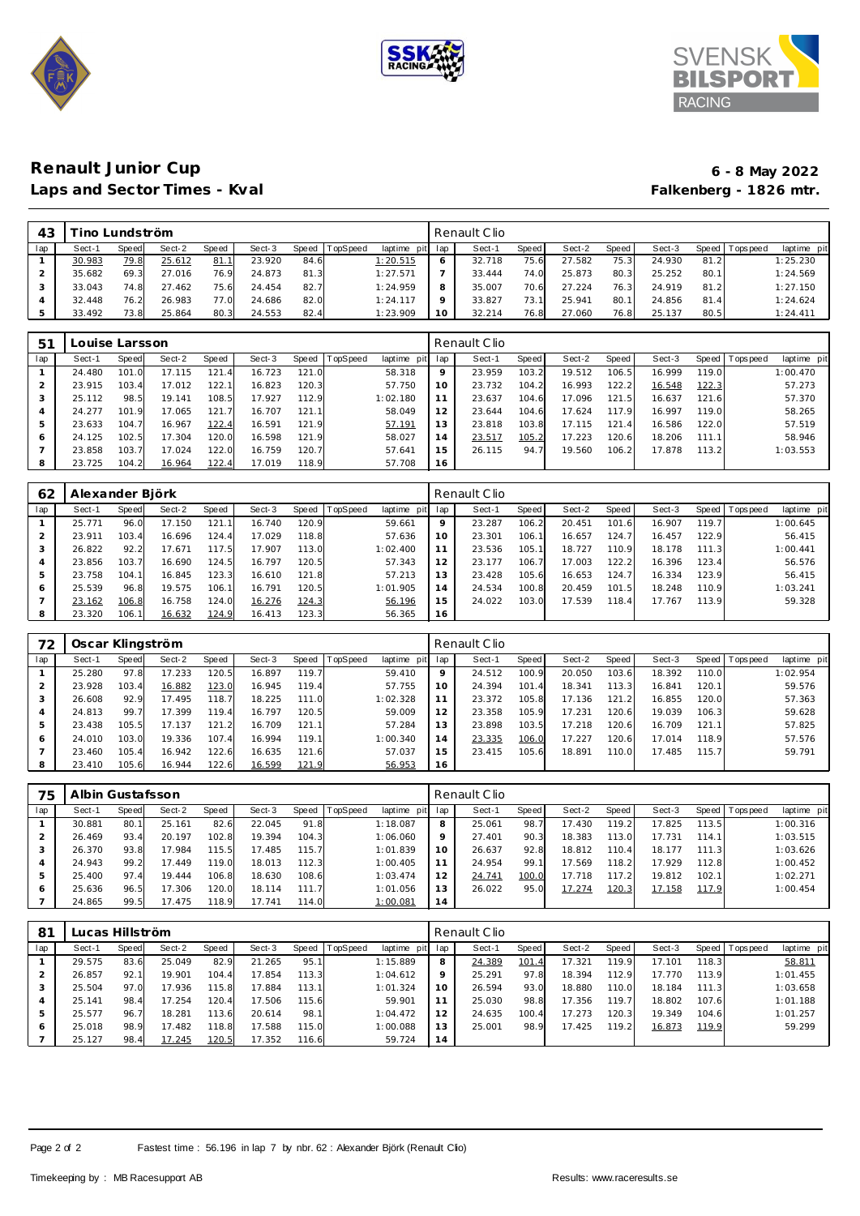# Renault Junior Cup

## Laps and Sector Times - Kval

**6 - 8 May 2022**
**Falkenberg - 1826 mtr.**

| 43 | Tino Lundström | | | | | | | | Renault Clio | | | | | | | | |
|---|---|---|---|---|---|---|---|---|---|---|---|---|---|---|---|---|---|
| lap | Sect-1 | Speed | Sect-2 | Speed | Sect-3 | Speed | TopSpeed | laptime pit | lap | Sect-1 | Speed | Sect-2 | Speed | Sect-3 | Speed | Topspeed | laptime pit |
| 1 | 30.983 | 79.8 | 25.612 | 81.1 | 23.920 | 84.6 | | 1:20.515 | 6 | 32.718 | 75.6 | 27.582 | 75.3 | 24.930 | 81.2 | | 1:25.230 |
| 2 | 35.682 | 69.3 | 27.016 | 76.9 | 24.873 | 81.3 | | 1:27.571 | 7 | 33.444 | 74.0 | 25.873 | 80.3 | 25.252 | 80.1 | | 1:24.569 |
| 3 | 33.043 | 74.8 | 27.462 | 75.6 | 24.454 | 82.7 | | 1:24.959 | 8 | 35.007 | 70.6 | 27.224 | 76.3 | 24.919 | 81.2 | | 1:27.150 |
| 4 | 32.448 | 76.2 | 26.983 | 77.0 | 24.686 | 82.0 | | 1:24.117 | 9 | 33.827 | 73.1 | 25.941 | 80.1 | 24.856 | 81.4 | | 1:24.624 |
| 5 | 33.492 | 73.8 | 25.864 | 80.3 | 24.553 | 82.4 | | 1:23.909 | 10 | 32.214 | 76.8 | 27.060 | 76.8 | 25.137 | 80.5 | | 1:24.411 |

| 51 | Louise Larsson | | | | | | | | Renault Clio | | | | | | | | |
|---|---|---|---|---|---|---|---|---|---|---|---|---|---|---|---|---|---|
| lap | Sect-1 | Speed | Sect-2 | Speed | Sect-3 | Speed | TopSpeed | laptime pit | lap | Sect-1 | Speed | Sect-2 | Speed | Sect-3 | Speed | Topspeed | laptime pit |
| 1 | 24.480 | 101.0 | 17.115 | 121.4 | 16.723 | 121.0 | | 58.318 | 9 | 23.959 | 103.2 | 19.512 | 106.5 | 16.999 | 119.0 | | 1:00.470 |
| 2 | 23.915 | 103.4 | 17.012 | 122.1 | 16.823 | 120.3 | | 57.750 | 10 | 23.732 | 104.2 | 16.993 | 122.2 | 16.548 | 122.3 | | 57.273 |
| 3 | 25.112 | 98.5 | 19.141 | 108.5 | 17.927 | 112.9 | | 1:02.180 | 11 | 23.637 | 104.6 | 17.096 | 121.5 | 16.637 | 121.6 | | 57.370 |
| 4 | 24.277 | 101.9 | 17.065 | 121.7 | 16.707 | 121.1 | | 58.049 | 12 | 23.644 | 104.6 | 17.624 | 117.9 | 16.997 | 119.0 | | 58.265 |
| 5 | 23.633 | 104.7 | 16.967 | 122.4 | 16.591 | 121.9 | | 57.191 | 13 | 23.818 | 103.8 | 17.115 | 121.4 | 16.586 | 122.0 | | 57.519 |
| 6 | 24.125 | 102.5 | 17.304 | 120.0 | 16.598 | 121.9 | | 58.027 | 14 | 23.517 | 105.2 | 17.223 | 120.6 | 18.206 | 111.1 | | 58.946 |
| 7 | 23.858 | 103.7 | 17.024 | 122.0 | 16.759 | 120.7 | | 57.641 | 15 | 26.115 | 94.7 | 19.560 | 106.2 | 17.878 | 113.2 | | 1:03.553 |
| 8 | 23.725 | 104.2 | 16.964 | 122.4 | 17.019 | 118.9 | | 57.708 | 16 | | | | | | | | |

| 62 | Alexander Björk | | | | | | | | Renault Clio | | | | | | | | |
|---|---|---|---|---|---|---|---|---|---|---|---|---|---|---|---|---|---|
| lap | Sect-1 | Speed | Sect-2 | Speed | Sect-3 | Speed | TopSpeed | laptime pit | lap | Sect-1 | Speed | Sect-2 | Speed | Sect-3 | Speed | Topspeed | laptime pit |
| 1 | 25.771 | 96.0 | 17.150 | 121.1 | 16.740 | 120.9 | | 59.661 | 9 | 23.287 | 106.2 | 20.451 | 101.6 | 16.907 | 119.7 | | 1:00.645 |
| 2 | 23.911 | 103.4 | 16.696 | 124.4 | 17.029 | 118.8 | | 57.636 | 10 | 23.301 | 106.1 | 16.657 | 124.7 | 16.457 | 122.9 | | 56.415 |
| 3 | 26.822 | 92.2 | 17.671 | 117.5 | 17.907 | 113.0 | | 1:02.400 | 11 | 23.536 | 105.1 | 18.727 | 110.9 | 18.178 | 111.3 | | 1:00.441 |
| 4 | 23.856 | 103.7 | 16.690 | 124.5 | 16.797 | 120.5 | | 57.343 | 12 | 23.177 | 106.7 | 17.003 | 122.2 | 16.396 | 123.4 | | 56.576 |
| 5 | 23.758 | 104.1 | 16.845 | 123.3 | 16.610 | 121.8 | | 57.213 | 13 | 23.428 | 105.6 | 16.653 | 124.7 | 16.334 | 123.9 | | 56.415 |
| 6 | 25.539 | 96.8 | 19.575 | 106.1 | 16.791 | 120.5 | | 1:01.905 | 14 | 24.534 | 100.8 | 20.459 | 101.5 | 18.248 | 110.9 | | 1:03.241 |
| 7 | 23.162 | 106.8 | 16.758 | 124.0 | 16.276 | 124.3 | | 56.196 | 15 | 24.022 | 103.0 | 17.539 | 118.4 | 17.767 | 113.9 | | 59.328 |
| 8 | 23.320 | 106.1 | 16.632 | 124.9 | 16.413 | 123.3 | | 56.365 | 16 | | | | | | | | |

| 72 | Oscar Klingström | | | | | | | | Renault Clio | | | | | | | | |
|---|---|---|---|---|---|---|---|---|---|---|---|---|---|---|---|---|---|
| lap | Sect-1 | Speed | Sect-2 | Speed | Sect-3 | Speed | TopSpeed | laptime pit | lap | Sect-1 | Speed | Sect-2 | Speed | Sect-3 | Speed | Topspeed | laptime pit |
| 1 | 25.280 | 97.8 | 17.233 | 120.5 | 16.897 | 119.7 | | 59.410 | 9 | 24.512 | 100.9 | 20.050 | 103.6 | 18.392 | 110.0 | | 1:02.954 |
| 2 | 23.928 | 103.4 | 16.882 | 123.0 | 16.945 | 119.4 | | 57.755 | 10 | 24.394 | 101.4 | 18.341 | 113.3 | 16.841 | 120.1 | | 59.576 |
| 3 | 26.608 | 92.9 | 17.495 | 118.7 | 18.225 | 111.0 | | 1:02.328 | 11 | 23.372 | 105.8 | 17.136 | 121.2 | 16.855 | 120.0 | | 57.363 |
| 4 | 24.813 | 99.7 | 17.399 | 119.4 | 16.797 | 120.5 | | 59.009 | 12 | 23.358 | 105.9 | 17.231 | 120.6 | 19.039 | 106.3 | | 59.628 |
| 5 | 23.438 | 105.5 | 17.137 | 121.2 | 16.709 | 121.1 | | 57.284 | 13 | 23.898 | 103.5 | 17.218 | 120.6 | 16.709 | 121.1 | | 57.825 |
| 6 | 24.010 | 103.0 | 19.336 | 107.4 | 16.994 | 119.1 | | 1:00.340 | 14 | 23.335 | 106.0 | 17.227 | 120.6 | 17.014 | 118.9 | | 57.576 |
| 7 | 23.460 | 105.4 | 16.942 | 122.6 | 16.635 | 121.6 | | 57.037 | 15 | 23.415 | 105.6 | 18.891 | 110.0 | 17.485 | 115.7 | | 59.791 |
| 8 | 23.410 | 105.6 | 16.944 | 122.6 | 16.599 | 121.9 | | 56.953 | 16 | | | | | | | | |

| 75 | Albin Gustafsson | | | | | | | | Renault Clio | | | | | | | | |
|---|---|---|---|---|---|---|---|---|---|---|---|---|---|---|---|---|---|
| lap | Sect-1 | Speed | Sect-2 | Speed | Sect-3 | Speed | TopSpeed | laptime pit | lap | Sect-1 | Speed | Sect-2 | Speed | Sect-3 | Speed | Topspeed | laptime pit |
| 1 | 30.881 | 80.1 | 25.161 | 82.6 | 22.045 | 91.8 | | 1:18.087 | 8 | 25.061 | 98.7 | 17.430 | 119.2 | 17.825 | 113.5 | | 1:00.316 |
| 2 | 26.469 | 93.4 | 20.197 | 102.8 | 19.394 | 104.3 | | 1:06.060 | 9 | 27.401 | 90.3 | 18.383 | 113.0 | 17.731 | 114.1 | | 1:03.515 |
| 3 | 26.370 | 93.8 | 17.984 | 115.5 | 17.485 | 115.7 | | 1:01.839 | 10 | 26.637 | 92.8 | 18.812 | 110.4 | 18.177 | 111.3 | | 1:03.626 |
| 4 | 24.943 | 99.2 | 17.449 | 119.0 | 18.013 | 112.3 | | 1:00.405 | 11 | 24.954 | 99.1 | 17.569 | 118.2 | 17.929 | 112.8 | | 1:00.452 |
| 5 | 25.400 | 97.4 | 19.444 | 106.8 | 18.630 | 108.6 | | 1:03.474 | 12 | 24.741 | 100.0 | 17.718 | 117.2 | 19.812 | 102.1 | | 1:02.271 |
| 6 | 25.636 | 96.5 | 17.306 | 120.0 | 18.114 | 111.7 | | 1:01.056 | 13 | 26.022 | 95.0 | 17.274 | 120.3 | 17.158 | 117.9 | | 1:00.454 |
| 7 | 24.865 | 99.5 | 17.475 | 118.9 | 17.741 | 114.0 | | 1:00.081 | 14 | | | | | | | | |

| 81 | Lucas Hillström | | | | | | | | Renault Clio | | | | | | | | |
|---|---|---|---|---|---|---|---|---|---|---|---|---|---|---|---|---|---|
| lap | Sect-1 | Speed | Sect-2 | Speed | Sect-3 | Speed | TopSpeed | laptime pit | lap | Sect-1 | Speed | Sect-2 | Speed | Sect-3 | Speed | Topspeed | laptime pit |
| 1 | 29.575 | 83.6 | 25.049 | 82.9 | 21.265 | 95.1 | | 1:15.889 | 8 | 24.389 | 101.4 | 17.321 | 119.9 | 17.101 | 118.3 | | 58.811 |
| 2 | 26.857 | 92.1 | 19.901 | 104.4 | 17.854 | 113.3 | | 1:04.612 | 9 | 25.291 | 97.8 | 18.394 | 112.9 | 17.770 | 113.9 | | 1:01.455 |
| 3 | 25.504 | 97.0 | 17.936 | 115.8 | 17.884 | 113.1 | | 1:01.324 | 10 | 26.594 | 93.0 | 18.880 | 110.0 | 18.184 | 111.3 | | 1:03.658 |
| 4 | 25.141 | 98.4 | 17.254 | 120.4 | 17.506 | 115.6 | | 59.901 | 11 | 25.030 | 98.8 | 17.356 | 119.7 | 18.802 | 107.6 | | 1:01.188 |
| 5 | 25.577 | 96.7 | 18.281 | 113.6 | 20.614 | 98.1 | | 1:04.472 | 12 | 24.635 | 100.4 | 17.273 | 120.3 | 19.349 | 104.6 | | 1:01.257 |
| 6 | 25.018 | 98.9 | 17.482 | 118.8 | 17.588 | 115.0 | | 1:00.088 | 13 | 25.001 | 98.9 | 17.425 | 119.2 | 16.873 | 119.9 | | 59.299 |
| 7 | 25.127 | 98.4 | 17.245 | 120.5 | 17.352 | 116.6 | | 59.724 | 14 | | | | | | | | |

Fastest time : 56.196 in lap 7 by nbr. 62 : Alexander Björk (Renault Clio)

Timekeeping by : MB Racesupport AB

Results: www.raceresults.se